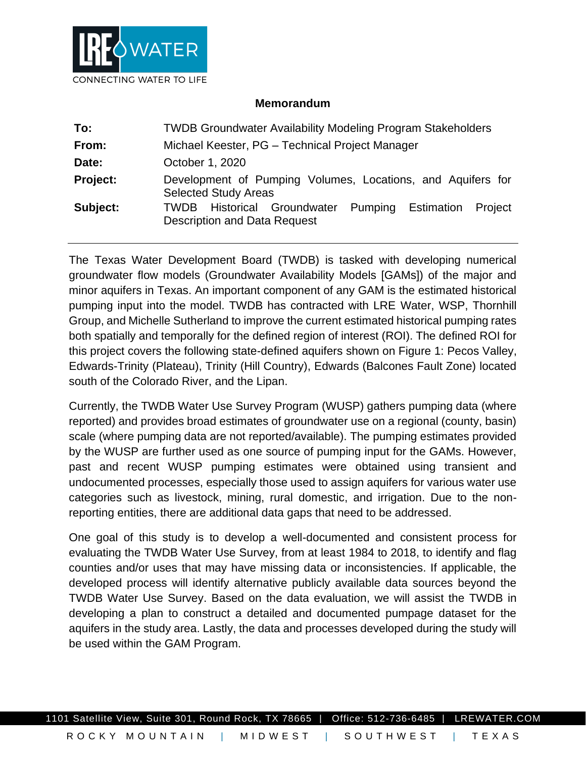**Memorandum**

| | |
|---|---|
| **To:** | TWDB Groundwater Availability Modeling Program Stakeholders |
| **From:** | Michael Keester, PG – Technical Project Manager |
| **Date:** | October 1, 2020 |
| **Project:** | Development of Pumping Volumes, Locations, and Aquifers for Selected Study Areas |
| **Subject:** | TWDB Historical Groundwater Pumping Estimation Project Description and Data Request |

---

The Texas Water Development Board (TWDB) is tasked with developing numerical groundwater flow models (Groundwater Availability Models [GAMs]) of the major and minor aquifers in Texas. An important component of any GAM is the estimated historical pumping input into the model. TWDB has contracted with LRE Water, WSP, Thornhill Group, and Michelle Sutherland to improve the current estimated historical pumping rates both spatially and temporally for the defined region of interest (ROI). The defined ROI for this project covers the following state-defined aquifers shown on Figure 1: Pecos Valley, Edwards-Trinity (Plateau), Trinity (Hill Country), Edwards (Balcones Fault Zone) located south of the Colorado River, and the Lipan.

Currently, the TWDB Water Use Survey Program (WUSP) gathers pumping data (where reported) and provides broad estimates of groundwater use on a regional (county, basin) scale (where pumping data are not reported/available). The pumping estimates provided by the WUSP are further used as one source of pumping input for the GAMs. However, past and recent WUSP pumping estimates were obtained using transient and undocumented processes, especially those used to assign aquifers for various water use categories such as livestock, mining, rural domestic, and irrigation. Due to the non-reporting entities, there are additional data gaps that need to be addressed.

One goal of this study is to develop a well-documented and consistent process for evaluating the TWDB Water Use Survey, from at least 1984 to 2018, to identify and flag counties and/or uses that may have missing data or inconsistencies. If applicable, the developed process will identify alternative publicly available data sources beyond the TWDB Water Use Survey. Based on the data evaluation, we will assist the TWDB in developing a plan to construct a detailed and documented pumpage dataset for the aquifers in the study area. Lastly, the data and processes developed during the study will be used within the GAM Program.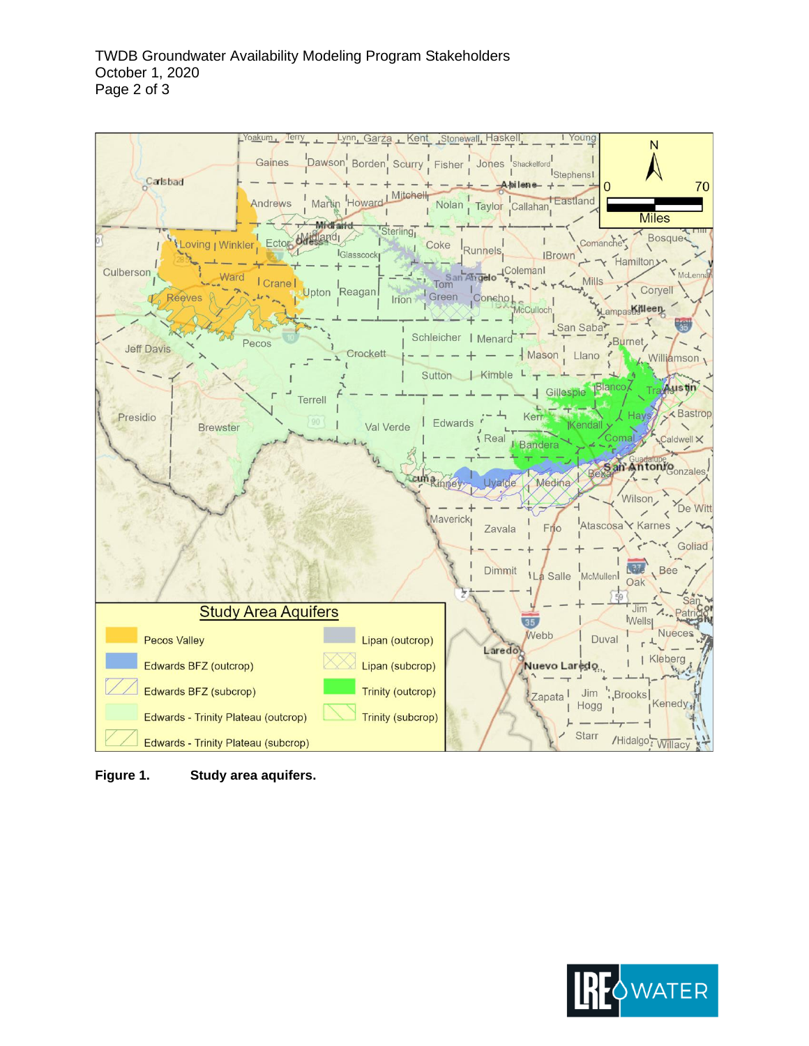**Figure 1.** **Study area aquifers.**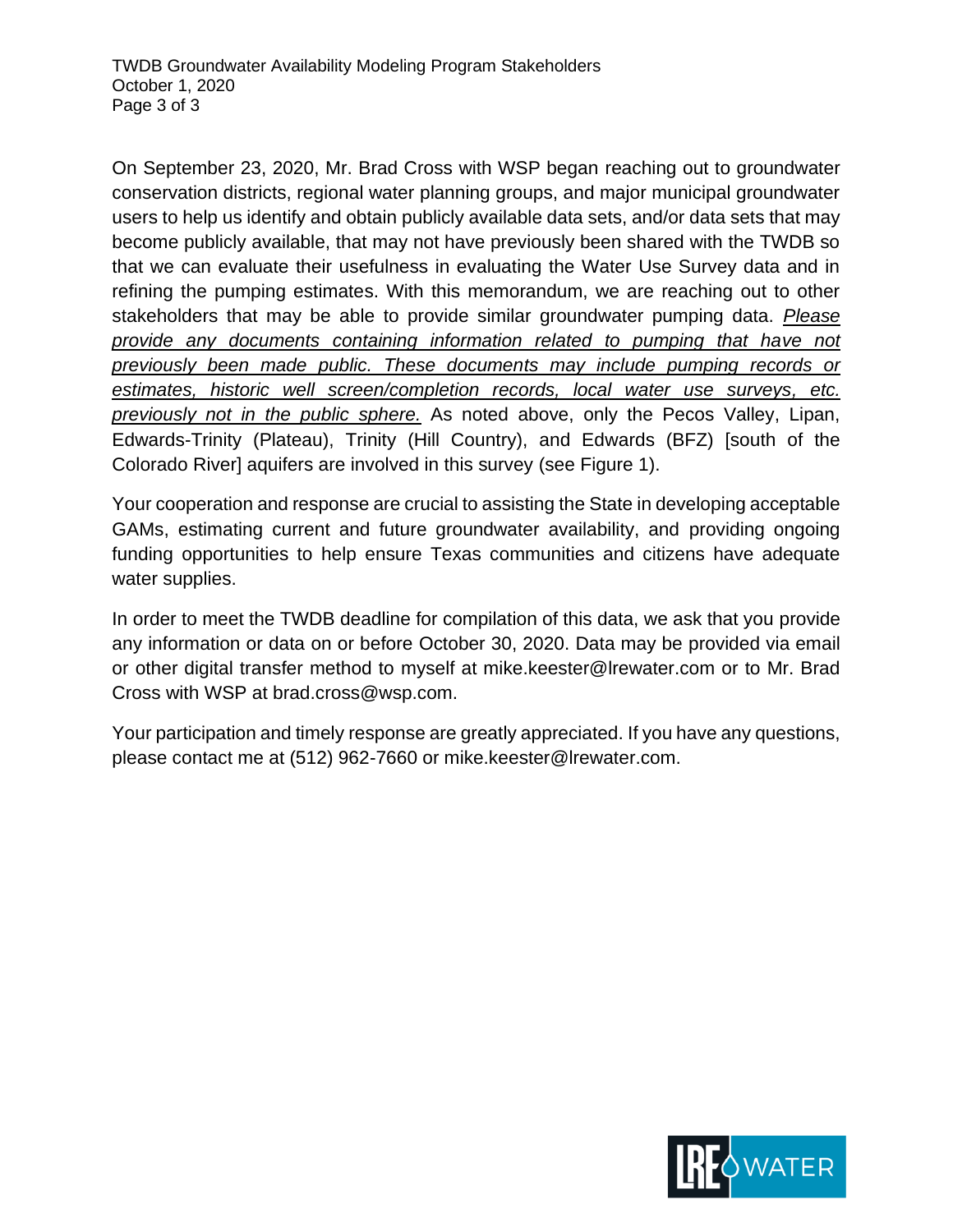On September 23, 2020, Mr. Brad Cross with WSP began reaching out to groundwater conservation districts, regional water planning groups, and major municipal groundwater users to help us identify and obtain publicly available data sets, and/or data sets that may become publicly available, that may not have previously been shared with the TWDB so that we can evaluate their usefulness in evaluating the Water Use Survey data and in refining the pumping estimates. With this memorandum, we are reaching out to other stakeholders that may be able to provide similar groundwater pumping data. <u>*Please provide any documents containing information related to pumping that have not previously been made public. These documents may include pumping records or estimates, historic well screen/completion records, local water use surveys, etc. previously not in the public sphere.*</u> As noted above, only the Pecos Valley, Lipan, Edwards-Trinity (Plateau), Trinity (Hill Country), and Edwards (BFZ) [south of the Colorado River] aquifers are involved in this survey (see Figure 1).

Your cooperation and response are crucial to assisting the State in developing acceptable GAMs, estimating current and future groundwater availability, and providing ongoing funding opportunities to help ensure Texas communities and citizens have adequate water supplies.

In order to meet the TWDB deadline for compilation of this data, we ask that you provide any information or data on or before October 30, 2020. Data may be provided via email or other digital transfer method to myself at mike.keester@lrewater.com or to Mr. Brad Cross with WSP at brad.cross@wsp.com.

Your participation and timely response are greatly appreciated. If you have any questions, please contact me at (512) 962-7660 or mike.keester@lrewater.com.